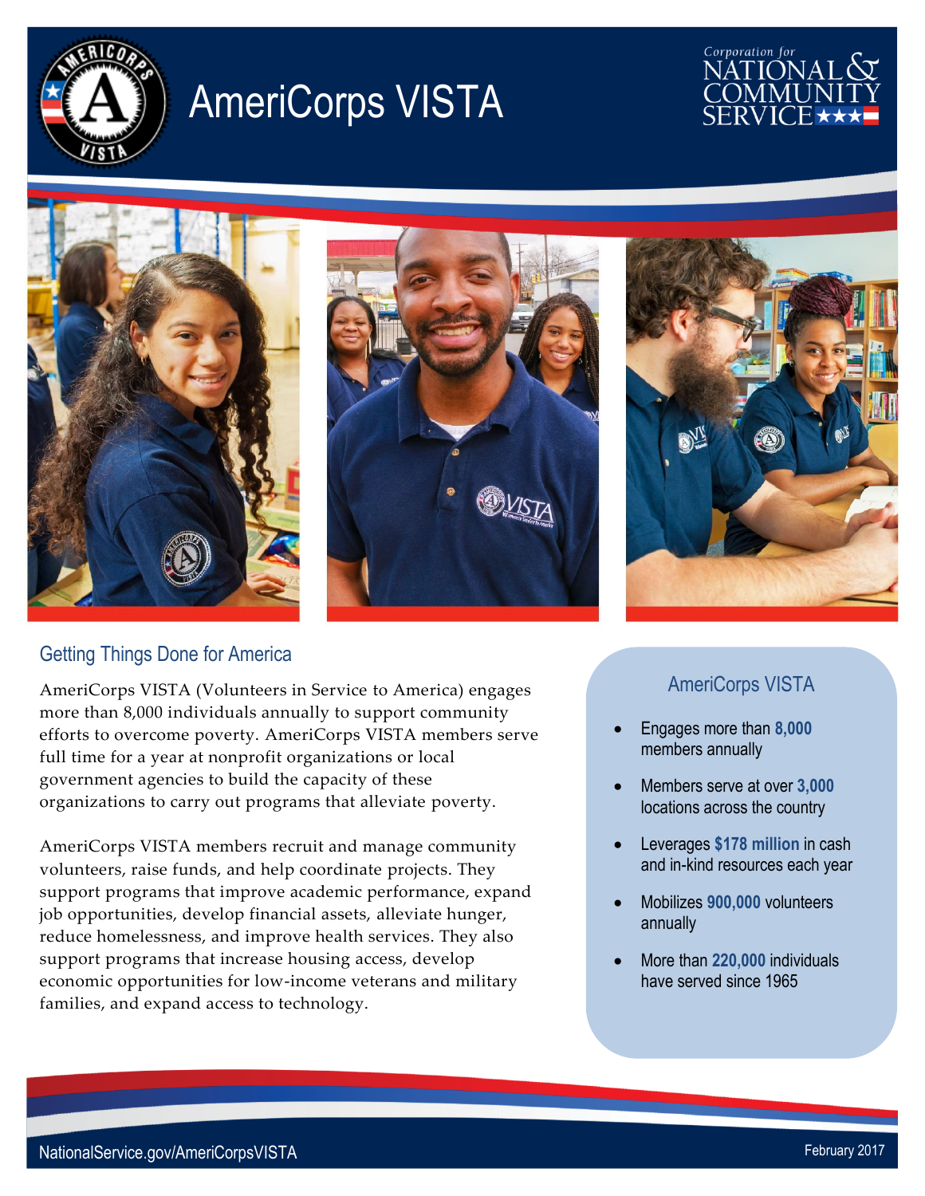# AmeriCorps VISTA

## Getting Things Done for America

AmeriCorps VISTA (Volunteers in Service to America) engages more than 8,000 individuals annually to support community efforts to overcome poverty. AmeriCorps VISTA members serve full time for a year at nonprofit organizations or local government agencies to build the capacity of these organizations to carry out programs that alleviate poverty.

AmeriCorps VISTA members recruit and manage community volunteers, raise funds, and help coordinate projects. They support programs that improve academic performance, expand job opportunities, develop financial assets, alleviate hunger, reduce homelessness, and improve health services. They also support programs that increase housing access, develop economic opportunities for low-income veterans and military families, and expand access to technology.

### AmeriCorps VISTA

- Engages more than **8,000** members annually
- Members serve at over **3,000** locations across the country
- Leverages **$178 million** in cash and in-kind resources each year
- Mobilizes **900,000** volunteers annually
- More than **220,000** individuals have served since 1965

NationalService.gov/AmeriCorpsVISTA

February 2017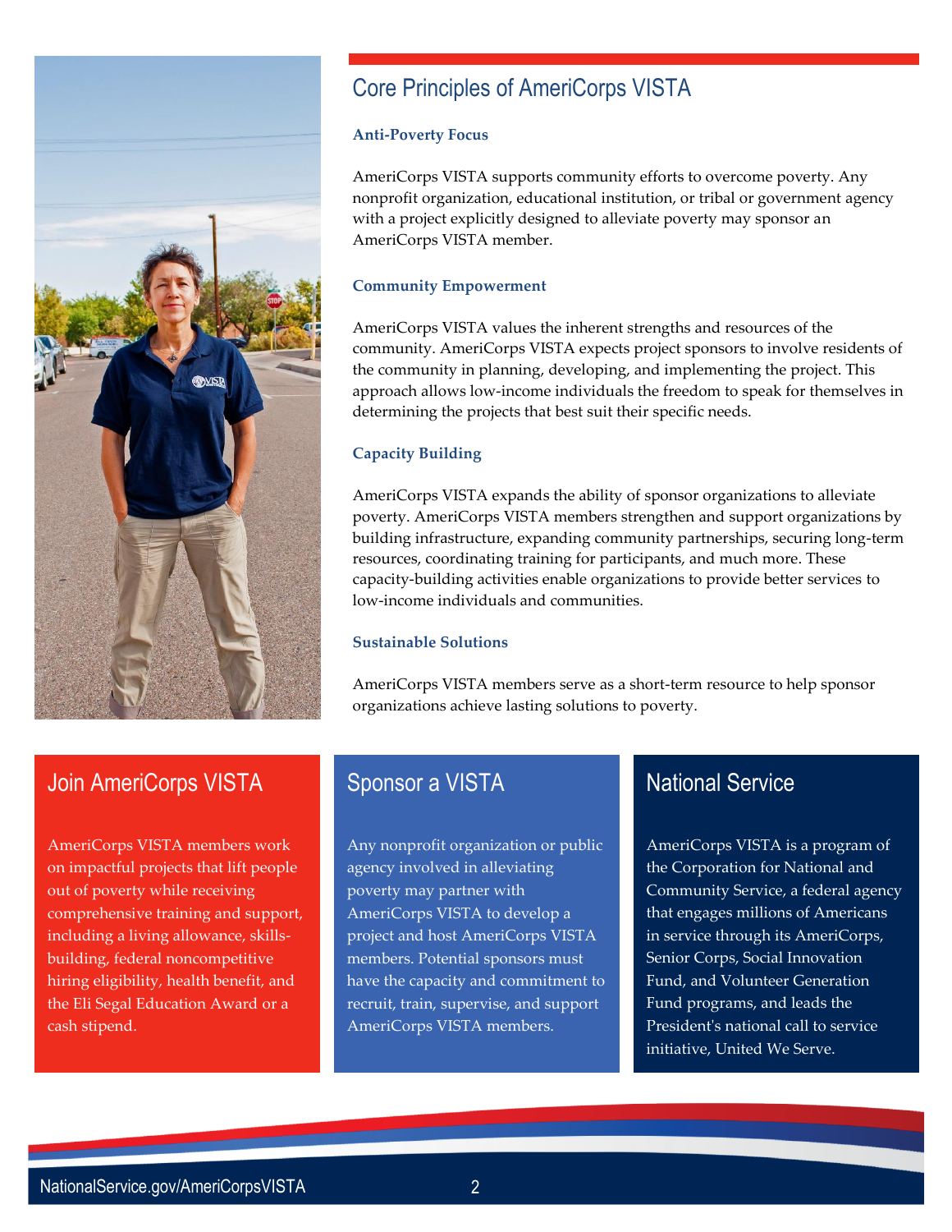## Core Principles of AmeriCorps VISTA

### Anti-Poverty Focus

AmeriCorps VISTA supports community efforts to overcome poverty. Any nonprofit organization, educational institution, or tribal or government agency with a project explicitly designed to alleviate poverty may sponsor an AmeriCorps VISTA member.

### Community Empowerment

AmeriCorps VISTA values the inherent strengths and resources of the community. AmeriCorps VISTA expects project sponsors to involve residents of the community in planning, developing, and implementing the project. This approach allows low-income individuals the freedom to speak for themselves in determining the projects that best suit their specific needs.

### Capacity Building

AmeriCorps VISTA expands the ability of sponsor organizations to alleviate poverty. AmeriCorps VISTA members strengthen and support organizations by building infrastructure, expanding community partnerships, securing long-term resources, coordinating training for participants, and much more. These capacity-building activities enable organizations to provide better services to low-income individuals and communities.

### Sustainable Solutions

AmeriCorps VISTA members serve as a short-term resource to help sponsor organizations achieve lasting solutions to poverty.

## Join AmeriCorps VISTA

AmeriCorps VISTA members work on impactful projects that lift people out of poverty while receiving comprehensive training and support, including a living allowance, skills-building, federal noncompetitive hiring eligibility, health benefit, and the Eli Segal Education Award or a cash stipend.

## Sponsor a VISTA

Any nonprofit organization or public agency involved in alleviating poverty may partner with AmeriCorps VISTA to develop a project and host AmeriCorps VISTA members. Potential sponsors must have the capacity and commitment to recruit, train, supervise, and support AmeriCorps VISTA members.

## National Service

AmeriCorps VISTA is a program of the Corporation for National and Community Service, a federal agency that engages millions of Americans in service through its AmeriCorps, Senior Corps, Social Innovation Fund, and Volunteer Generation Fund programs, and leads the President's national call to service initiative, United We Serve.

NationalService.gov/AmeriCorpsVISTA